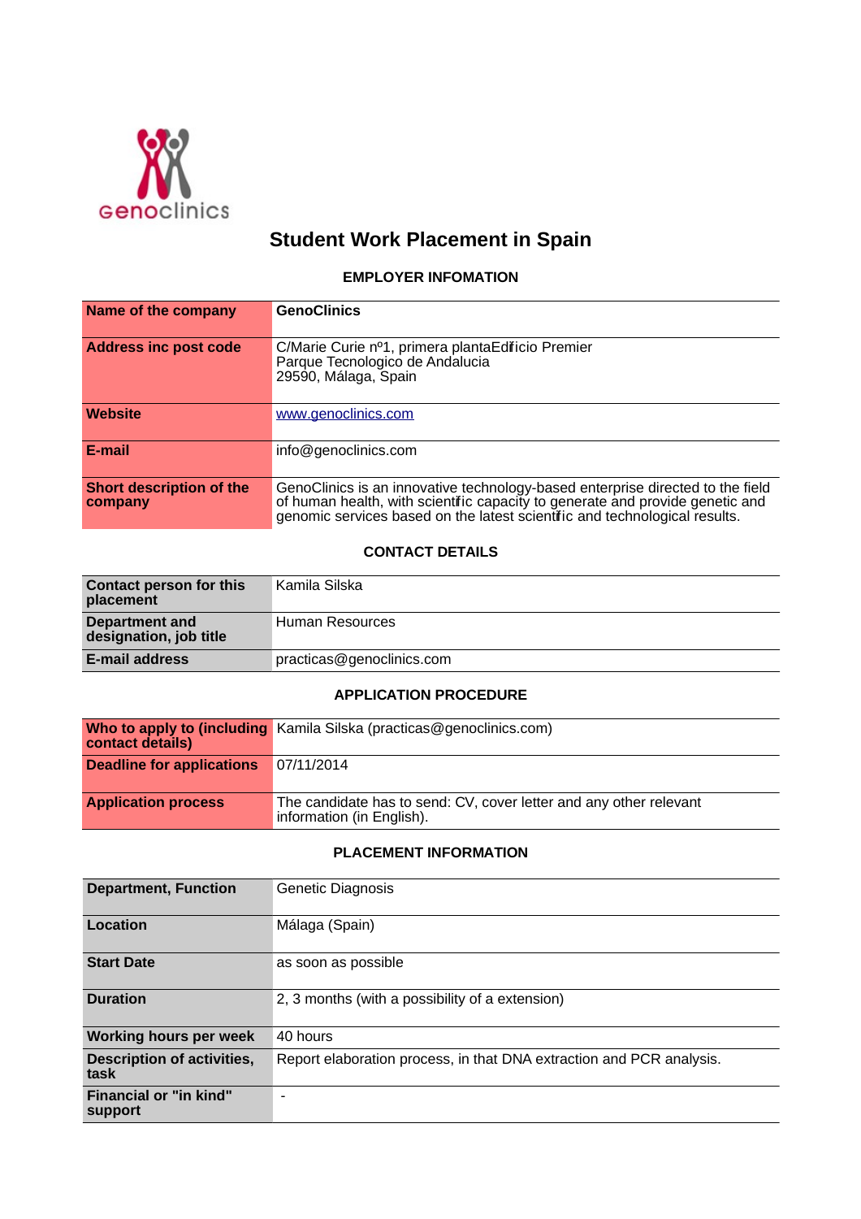genoclinics

# Student Work Placement in Spain

## EMPLOYER INFOMATION

| | |
|---|---|
| **Name of the company** | **GenoClinics** |
| **Address inc post code** | C/Marie Curie nº1, primera plantaEdificio Premier<br>Parque Tecnologico de Andalucia<br>29590, Málaga, Spain |
| **Website** | www.genoclinics.com |
| **E-mail** | info@genoclinics.com |
| **Short description of the company** | GenoClinics is an innovative technology-based enterprise directed to the field of human health, with scientific capacity to generate and provide genetic and genomic services based on the latest scientific and technological results. |

## CONTACT DETAILS

| | |
|---|---|
| **Contact person for this placement** | Kamila Silska |
| **Department and designation, job title** | Human Resources |
| **E-mail address** | practicas@genoclinics.com |

## APPLICATION PROCEDURE

| | |
|---|---|
| **Who to apply to (including contact details)** | Kamila Silska (practicas@genoclinics.com) |
| **Deadline for applications** | 07/11/2014 |
| **Application process** | The candidate has to send: CV, cover letter and any other relevant information (in English). |

## PLACEMENT INFORMATION

| | |
|---|---|
| **Department, Function** | Genetic Diagnosis |
| **Location** | Málaga (Spain) |
| **Start Date** | as soon as possible |
| **Duration** | 2, 3 months (with a possibility of a extension) |
| **Working hours per week** | 40 hours |
| **Description of activities, task** | Report elaboration process, in that DNA extraction and PCR analysis. |
| **Financial or "in kind" support** | - |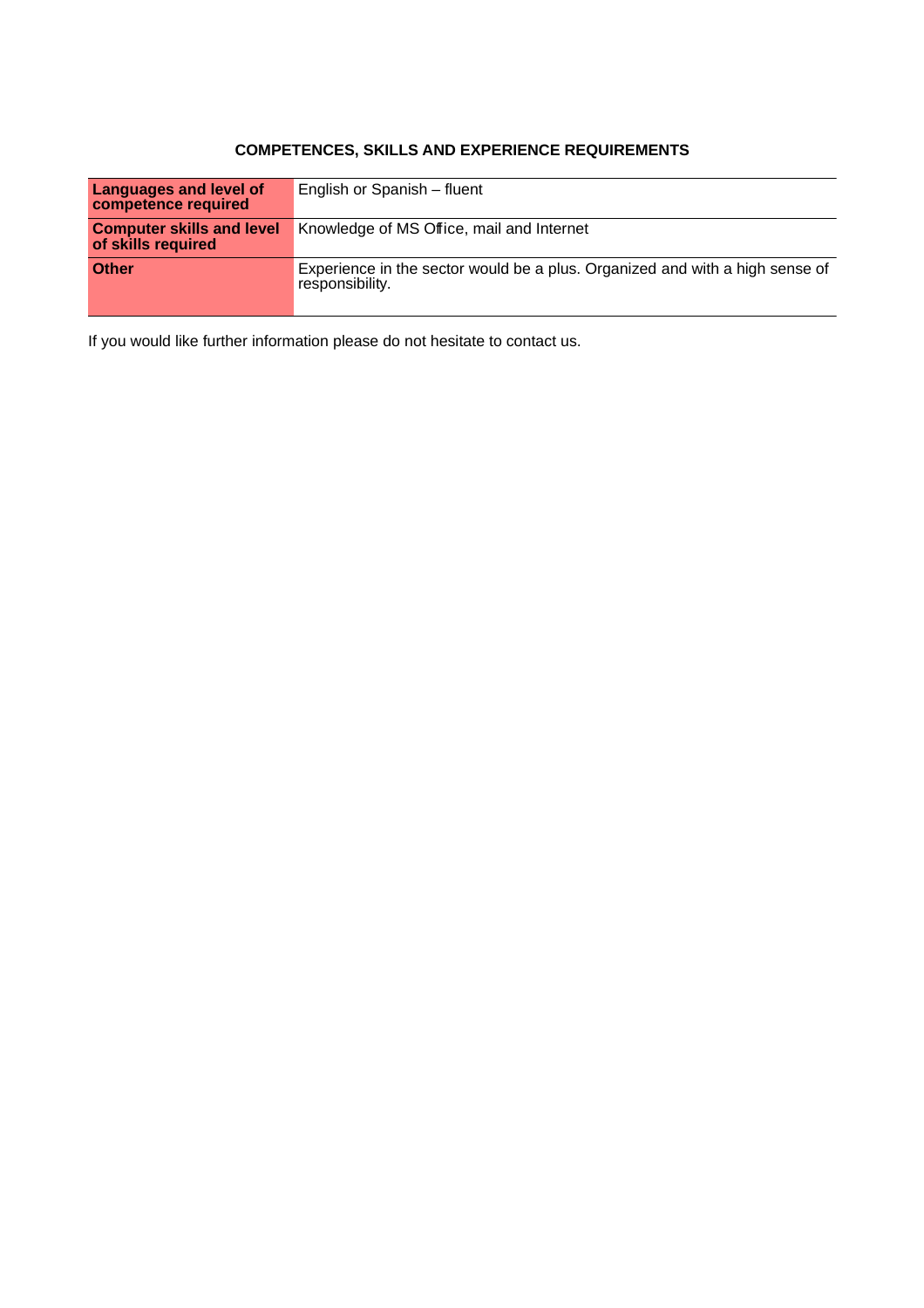### COMPETENCES, SKILLS AND EXPERIENCE REQUIREMENTS

| | |
|---|---|
| **Languages and level of competence required** | English or Spanish – fluent |
| **Computer skills and level of skills required** | Knowledge of MS Office, mail and Internet |
| **Other** | Experience in the sector would be a plus. Organized and with a high sense of responsibility. |

If you would like further information please do not hesitate to contact us.